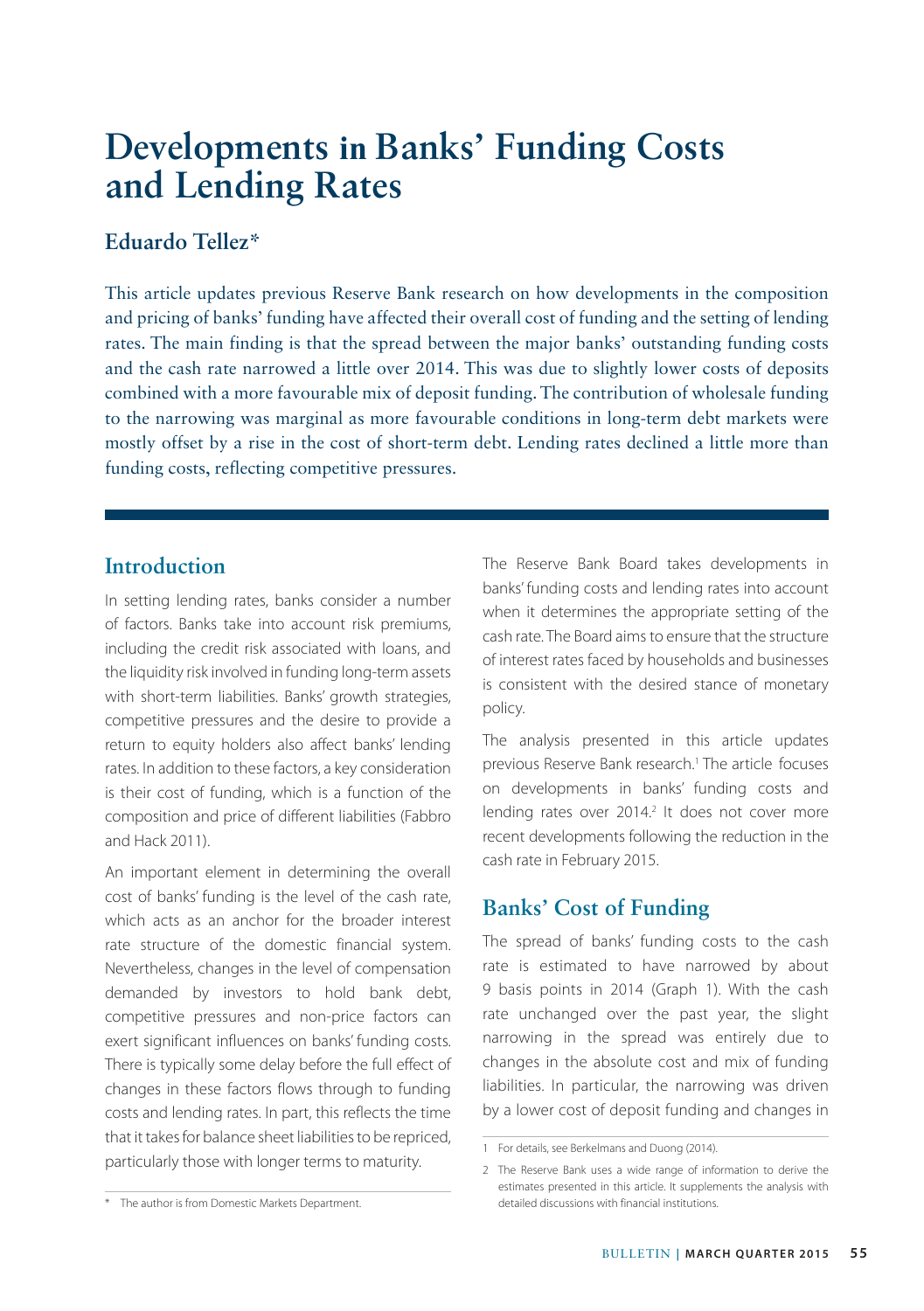# Developments in Banks' Funding Costs and Lending Rates

## Eduardo Tellez*

This article updates previous Reserve Bank research on how developments in the composition and pricing of banks' funding have affected their overall cost of funding and the setting of lending rates. The main finding is that the spread between the major banks' outstanding funding costs and the cash rate narrowed a little over 2014. This was due to slightly lower costs of deposits combined with a more favourable mix of deposit funding. The contribution of wholesale funding to the narrowing was marginal as more favourable conditions in long-term debt markets were mostly offset by a rise in the cost of short-term debt. Lending rates declined a little more than funding costs, reflecting competitive pressures.

## Introduction

In setting lending rates, banks consider a number of factors. Banks take into account risk premiums, including the credit risk associated with loans, and the liquidity risk involved in funding long-term assets with short-term liabilities. Banks' growth strategies, competitive pressures and the desire to provide a return to equity holders also affect banks' lending rates. In addition to these factors, a key consideration is their cost of funding, which is a function of the composition and price of different liabilities (Fabbro and Hack 2011).

An important element in determining the overall cost of banks' funding is the level of the cash rate, which acts as an anchor for the broader interest rate structure of the domestic financial system. Nevertheless, changes in the level of compensation demanded by investors to hold bank debt, competitive pressures and non-price factors can exert significant influences on banks' funding costs. There is typically some delay before the full effect of changes in these factors flows through to funding costs and lending rates. In part, this reflects the time that it takes for balance sheet liabilities to be repriced, particularly those with longer terms to maturity.

The Reserve Bank Board takes developments in banks' funding costs and lending rates into account when it determines the appropriate setting of the cash rate. The Board aims to ensure that the structure of interest rates faced by households and businesses is consistent with the desired stance of monetary policy.

The analysis presented in this article updates previous Reserve Bank research.[1] The article focuses on developments in banks' funding costs and lending rates over 2014.[2] It does not cover more recent developments following the reduction in the cash rate in February 2015.

## Banks' Cost of Funding

The spread of banks' funding costs to the cash rate is estimated to have narrowed by about 9 basis points in 2014 (Graph 1). With the cash rate unchanged over the past year, the slight narrowing in the spread was entirely due to changes in the absolute cost and mix of funding liabilities. In particular, the narrowing was driven by a lower cost of deposit funding and changes in

---

\* The author is from Domestic Markets Department.

1 For details, see Berkelmans and Duong (2014).

2 The Reserve Bank uses a wide range of information to derive the estimates presented in this article. It supplements the analysis with detailed discussions with financial institutions.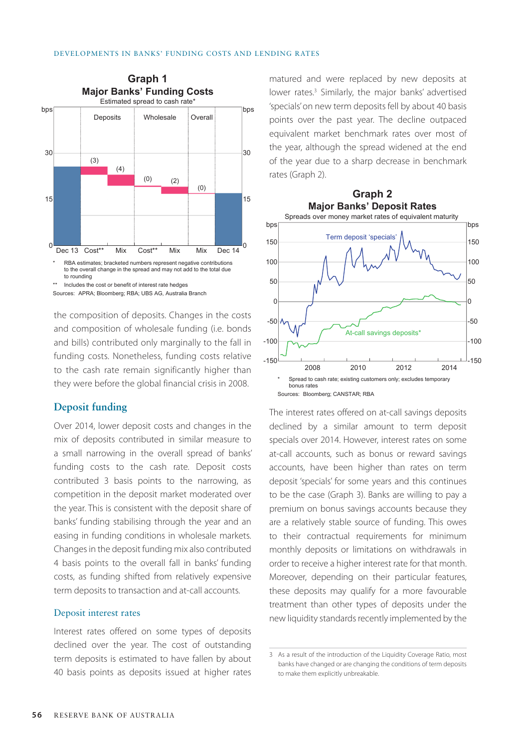**Graph 1**
**Major Banks' Funding Costs**
Estimated spread to cash rate*

\* RBA estimates; bracketed numbers represent negative contributions to the overall change in the spread and may not add to the total due to rounding

\*\* Includes the cost or benefit of interest rate hedges

Sources: APRA; Bloomberg; RBA; UBS AG, Australia Branch

the composition of deposits. Changes in the costs and composition of wholesale funding (i.e. bonds and bills) contributed only marginally to the fall in funding costs. Nonetheless, funding costs relative to the cash rate remain significantly higher than they were before the global financial crisis in 2008.

## Deposit funding

Over 2014, lower deposit costs and changes in the mix of deposits contributed in similar measure to a small narrowing in the overall spread of banks' funding costs to the cash rate. Deposit costs contributed 3 basis points to the narrowing, as competition in the deposit market moderated over the year. This is consistent with the deposit share of banks' funding stabilising through the year and an easing in funding conditions in wholesale markets. Changes in the deposit funding mix also contributed 4 basis points to the overall fall in banks' funding costs, as funding shifted from relatively expensive term deposits to transaction and at-call accounts.

### Deposit interest rates

Interest rates offered on some types of deposits declined over the year. The cost of outstanding term deposits is estimated to have fallen by about 40 basis points as deposits issued at higher rates matured and were replaced by new deposits at lower rates.[3] Similarly, the major banks' advertised 'specials' on new term deposits fell by about 40 basis points over the past year. The decline outpaced equivalent market benchmark rates over most of the year, although the spread widened at the end of the year due to a sharp decrease in benchmark rates (Graph 2).

**Graph 2**
**Major Banks' Deposit Rates**
Spreads over money market rates of equivalent maturity

\* Spread to cash rate; existing customers only; excludes temporary bonus rates

Sources: Bloomberg; CANSTAR; RBA

The interest rates offered on at-call savings deposits declined by a similar amount to term deposit specials over 2014. However, interest rates on some at-call accounts, such as bonus or reward savings accounts, have been higher than rates on term deposit 'specials' for some years and this continues to be the case (Graph 3). Banks are willing to pay a premium on bonus savings accounts because they are a relatively stable source of funding. This owes to their contractual requirements for minimum monthly deposits or limitations on withdrawals in order to receive a higher interest rate for that month. Moreover, depending on their particular features, these deposits may qualify for a more favourable treatment than other types of deposits under the new liquidity standards recently implemented by the

3 As a result of the introduction of the Liquidity Coverage Ratio, most banks have changed or are changing the conditions of term deposits to make them explicitly unbreakable.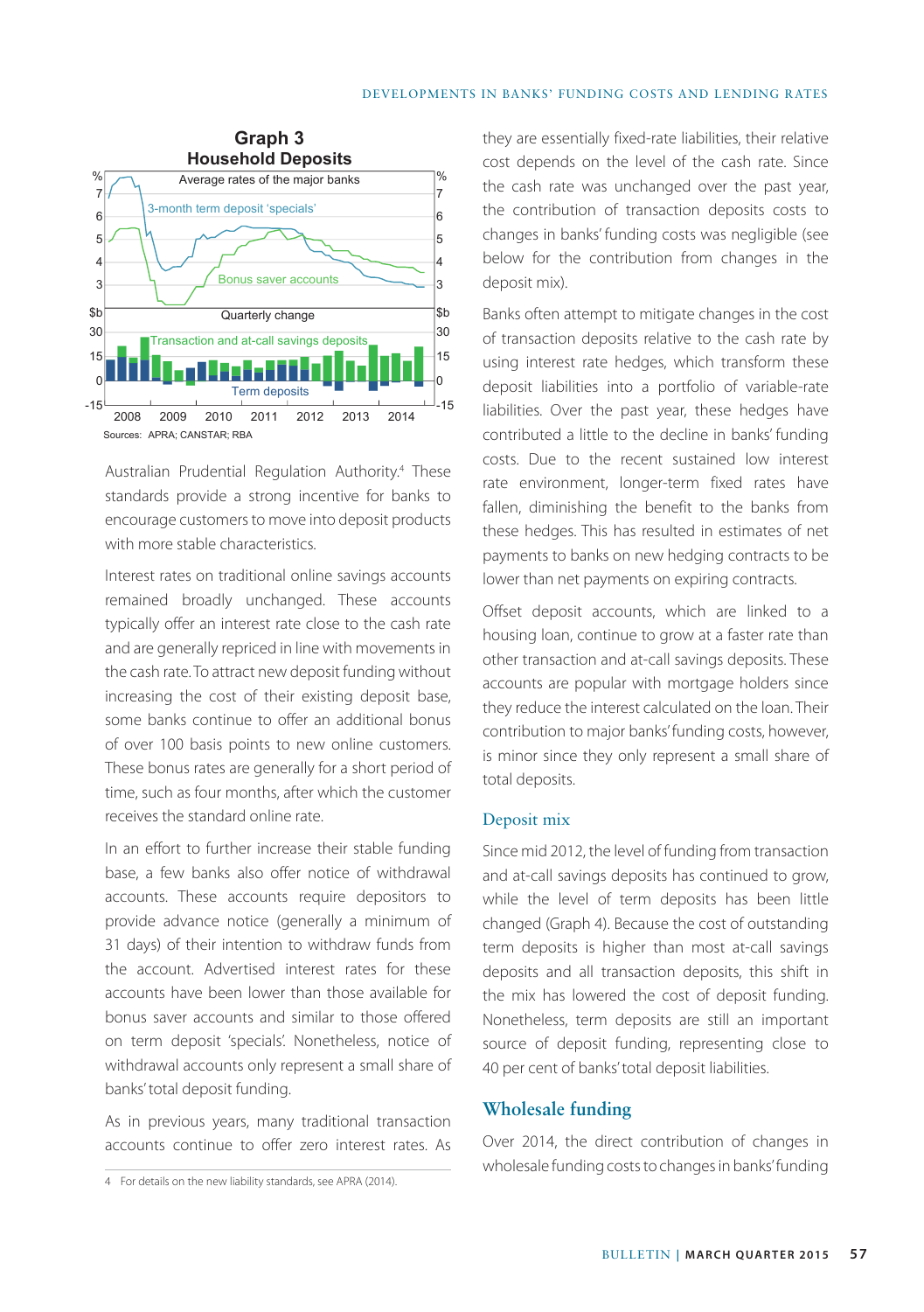**Graph 3**
**Household Deposits**

Sources: APRA; CANSTAR; RBA

Australian Prudential Regulation Authority.[4] These standards provide a strong incentive for banks to encourage customers to move into deposit products with more stable characteristics.

Interest rates on traditional online savings accounts remained broadly unchanged. These accounts typically offer an interest rate close to the cash rate and are generally repriced in line with movements in the cash rate. To attract new deposit funding without increasing the cost of their existing deposit base, some banks continue to offer an additional bonus of over 100 basis points to new online customers. These bonus rates are generally for a short period of time, such as four months, after which the customer receives the standard online rate.

In an effort to further increase their stable funding base, a few banks also offer notice of withdrawal accounts. These accounts require depositors to provide advance notice (generally a minimum of 31 days) of their intention to withdraw funds from the account. Advertised interest rates for these accounts have been lower than those available for bonus saver accounts and similar to those offered on term deposit 'specials'. Nonetheless, notice of withdrawal accounts only represent a small share of banks' total deposit funding.

As in previous years, many traditional transaction accounts continue to offer zero interest rates. As they are essentially fixed-rate liabilities, their relative cost depends on the level of the cash rate. Since the cash rate was unchanged over the past year, the contribution of transaction deposits costs to changes in banks' funding costs was negligible (see below for the contribution from changes in the deposit mix).

Banks often attempt to mitigate changes in the cost of transaction deposits relative to the cash rate by using interest rate hedges, which transform these deposit liabilities into a portfolio of variable-rate liabilities. Over the past year, these hedges have contributed a little to the decline in banks' funding costs. Due to the recent sustained low interest rate environment, longer-term fixed rates have fallen, diminishing the benefit to the banks from these hedges. This has resulted in estimates of net payments to banks on new hedging contracts to be lower than net payments on expiring contracts.

Offset deposit accounts, which are linked to a housing loan, continue to grow at a faster rate than other transaction and at-call savings deposits. These accounts are popular with mortgage holders since they reduce the interest calculated on the loan. Their contribution to major banks' funding costs, however, is minor since they only represent a small share of total deposits.

### Deposit mix

Since mid 2012, the level of funding from transaction and at-call savings deposits has continued to grow, while the level of term deposits has been little changed (Graph 4). Because the cost of outstanding term deposits is higher than most at-call savings deposits and all transaction deposits, this shift in the mix has lowered the cost of deposit funding. Nonetheless, term deposits are still an important source of deposit funding, representing close to 40 per cent of banks' total deposit liabilities.

## Wholesale funding

Over 2014, the direct contribution of changes in wholesale funding costs to changes in banks' funding

4 For details on the new liability standards, see APRA (2014).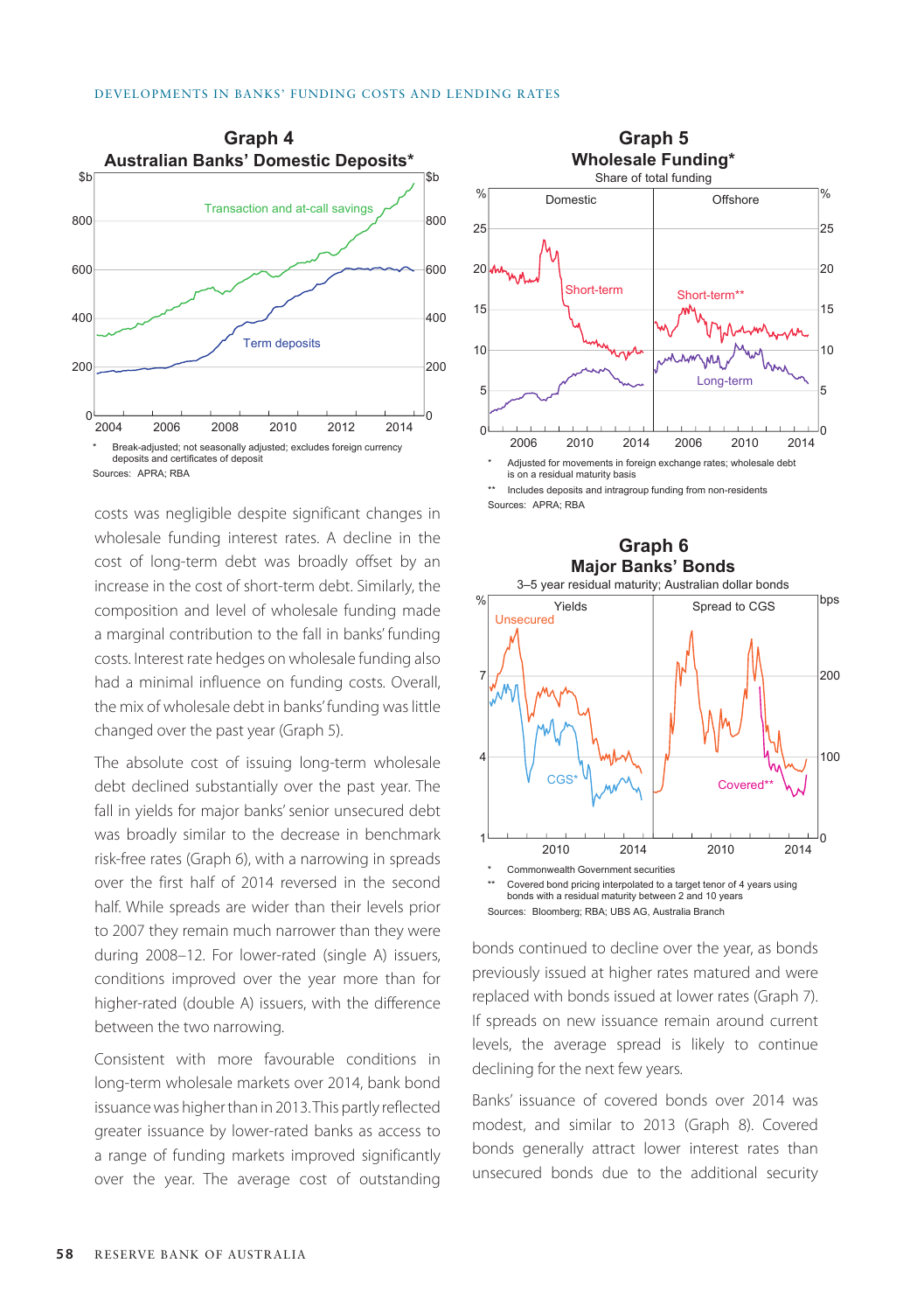**Graph 4**
**Australian Banks' Domestic Deposits***

\* Break-adjusted; not seasonally adjusted; excludes foreign currency deposits and certificates of deposit

Sources: APRA; RBA

**Graph 5**
**Wholesale Funding***
Share of total funding

\* Adjusted for movements in foreign exchange rates; wholesale debt is on a residual maturity basis

\*\* Includes deposits and intragroup funding from non-residents

Sources: APRA; RBA

costs was negligible despite significant changes in wholesale funding interest rates. A decline in the cost of long-term debt was broadly offset by an increase in the cost of short-term debt. Similarly, the composition and level of wholesale funding made a marginal contribution to the fall in banks' funding costs. Interest rate hedges on wholesale funding also had a minimal influence on funding costs. Overall, the mix of wholesale debt in banks' funding was little changed over the past year (Graph 5).

The absolute cost of issuing long-term wholesale debt declined substantially over the past year. The fall in yields for major banks' senior unsecured debt was broadly similar to the decrease in benchmark risk-free rates (Graph 6), with a narrowing in spreads over the first half of 2014 reversed in the second half. While spreads are wider than their levels prior to 2007 they remain much narrower than they were during 2008–12. For lower-rated (single A) issuers, conditions improved over the year more than for higher-rated (double A) issuers, with the difference between the two narrowing.

Consistent with more favourable conditions in long-term wholesale markets over 2014, bank bond issuance was higher than in 2013. This partly reflected greater issuance by lower-rated banks as access to a range of funding markets improved significantly over the year. The average cost of outstanding

**Graph 6**
**Major Banks' Bonds**
3–5 year residual maturity; Australian dollar bonds

\* Commonwealth Government securities

\*\* Covered bond pricing interpolated to a target tenor of 4 years using bonds with a residual maturity between 2 and 10 years

Sources: Bloomberg; RBA; UBS AG, Australia Branch

bonds continued to decline over the year, as bonds previously issued at higher rates matured and were replaced with bonds issued at lower rates (Graph 7). If spreads on new issuance remain around current levels, the average spread is likely to continue declining for the next few years.

Banks' issuance of covered bonds over 2014 was modest, and similar to 2013 (Graph 8). Covered bonds generally attract lower interest rates than unsecured bonds due to the additional security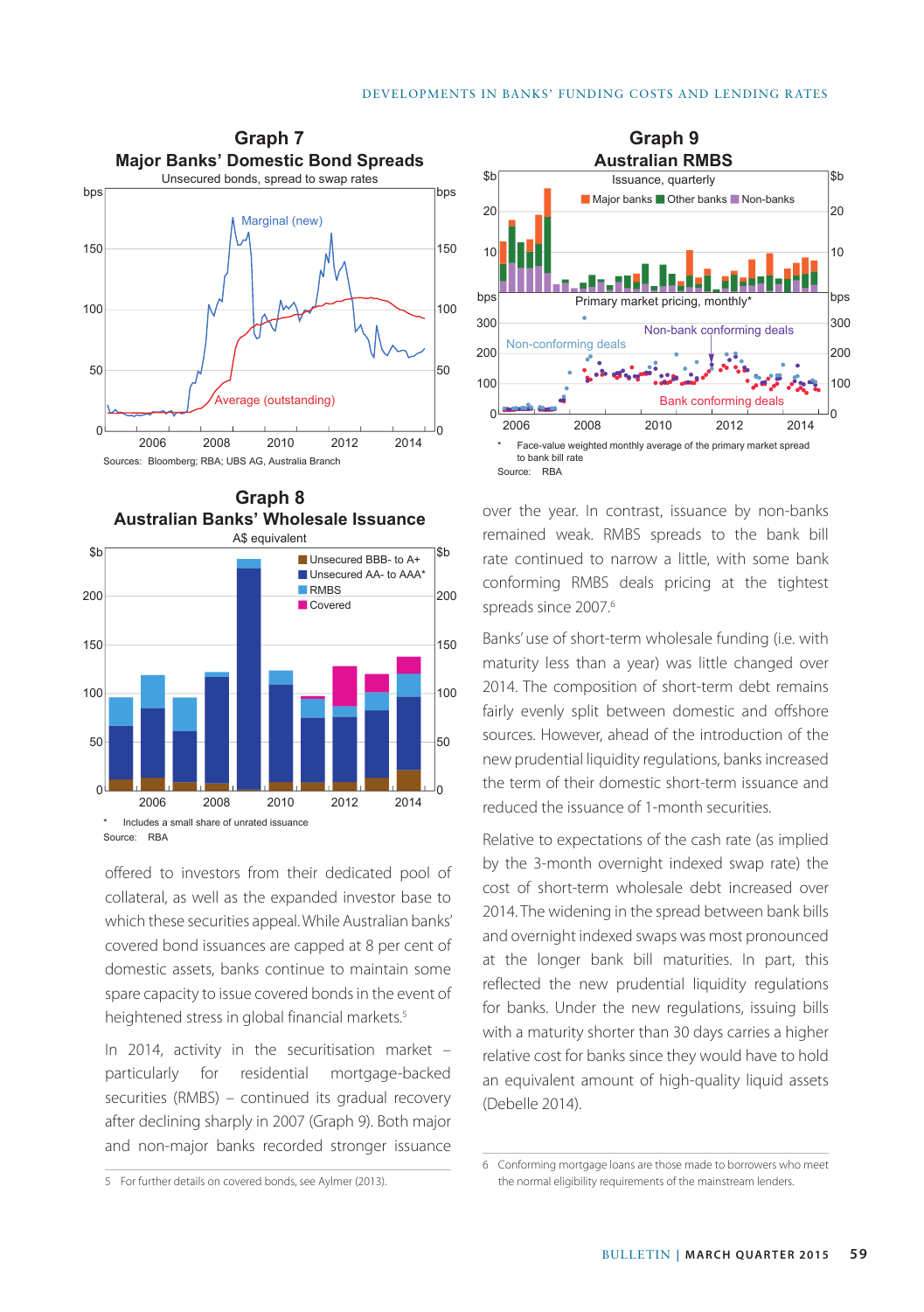### Graph 7
### Major Banks' Domestic Bond Spreads

Unsecured bonds, spread to swap rates

Sources: Bloomberg; RBA; UBS AG, Australia Branch

### Graph 8
### Australian Banks' Wholesale Issuance

A$ equivalent

\* Includes a small share of unrated issuance

Source: RBA

offered to investors from their dedicated pool of collateral, as well as the expanded investor base to which these securities appeal. While Australian banks' covered bond issuances are capped at 8 per cent of domestic assets, banks continue to maintain some spare capacity to issue covered bonds in the event of heightened stress in global financial markets.[5]

In 2014, activity in the securitisation market – particularly for residential mortgage-backed securities (RMBS) – continued its gradual recovery after declining sharply in 2007 (Graph 9). Both major and non-major banks recorded stronger issuance

### Graph 9
### Australian RMBS

\* Face-value weighted monthly average of the primary market spread to bank bill rate

Source: RBA

over the year. In contrast, issuance by non-banks remained weak. RMBS spreads to the bank bill rate continued to narrow a little, with some bank conforming RMBS deals pricing at the tightest spreads since 2007.[6]

Banks' use of short-term wholesale funding (i.e. with maturity less than a year) was little changed over 2014. The composition of short-term debt remains fairly evenly split between domestic and offshore sources. However, ahead of the introduction of the new prudential liquidity regulations, banks increased the term of their domestic short-term issuance and reduced the issuance of 1-month securities.

Relative to expectations of the cash rate (as implied by the 3-month overnight indexed swap rate) the cost of short-term wholesale debt increased over 2014. The widening in the spread between bank bills and overnight indexed swaps was most pronounced at the longer bank bill maturities. In part, this reflected the new prudential liquidity regulations for banks. Under the new regulations, issuing bills with a maturity shorter than 30 days carries a higher relative cost for banks since they would have to hold an equivalent amount of high-quality liquid assets (Debelle 2014).

5 For further details on covered bonds, see Aylmer (2013).

6 Conforming mortgage loans are those made to borrowers who meet the normal eligibility requirements of the mainstream lenders.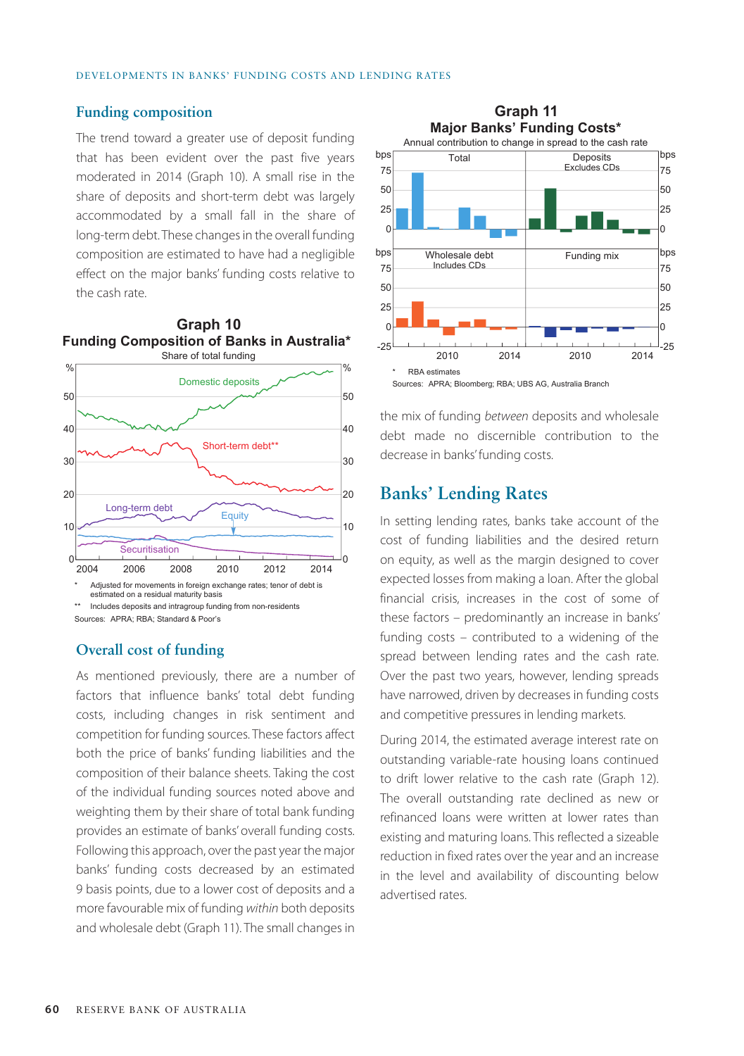## Funding composition

The trend toward a greater use of deposit funding that has been evident over the past five years moderated in 2014 (Graph 10). A small rise in the share of deposits and short-term debt was largely accommodated by a small fall in the share of long-term debt. These changes in the overall funding composition are estimated to have had a negligible effect on the major banks' funding costs relative to the cash rate.

**Graph 10**
**Funding Composition of Banks in Australia***
Share of total funding

\* Adjusted for movements in foreign exchange rates; tenor of debt is estimated on a residual maturity basis

\*\* Includes deposits and intragroup funding from non-residents

Sources: APRA; RBA; Standard & Poor's

## Overall cost of funding

As mentioned previously, there are a number of factors that influence banks' total debt funding costs, including changes in risk sentiment and competition for funding sources. These factors affect both the price of banks' funding liabilities and the composition of their balance sheets. Taking the cost of the individual funding sources noted above and weighting them by their share of total bank funding provides an estimate of banks' overall funding costs. Following this approach, over the past year the major banks' funding costs decreased by an estimated 9 basis points, due to a lower cost of deposits and a more favourable mix of funding *within* both deposits and wholesale debt (Graph 11). The small changes in the mix of funding *between* deposits and wholesale debt made no discernible contribution to the decrease in banks' funding costs.

**Graph 11**
**Major Banks' Funding Costs***
Annual contribution to change in spread to the cash rate

\* RBA estimates

Sources: APRA; Bloomberg; RBA; UBS AG, Australia Branch

# Banks' Lending Rates

In setting lending rates, banks take account of the cost of funding liabilities and the desired return on equity, as well as the margin designed to cover expected losses from making a loan. After the global financial crisis, increases in the cost of some of these factors – predominantly an increase in banks' funding costs – contributed to a widening of the spread between lending rates and the cash rate. Over the past two years, however, lending spreads have narrowed, driven by decreases in funding costs and competitive pressures in lending markets.

During 2014, the estimated average interest rate on outstanding variable-rate housing loans continued to drift lower relative to the cash rate (Graph 12). The overall outstanding rate declined as new or refinanced loans were written at lower rates than existing and maturing loans. This reflected a sizeable reduction in fixed rates over the year and an increase in the level and availability of discounting below advertised rates.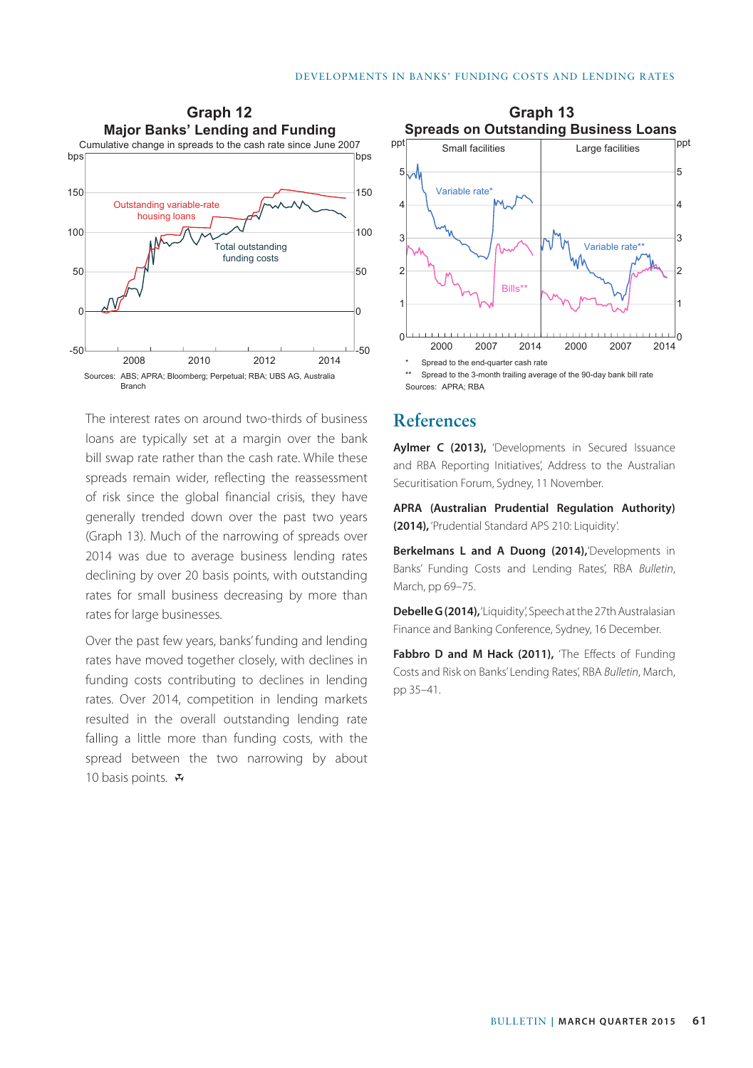Graph 12
Major Banks' Lending and Funding
Cumulative change in spreads to the cash rate since June 2007

bps
150
100
50
0
-50
2008
2010
2012
2014
Outstanding variable-rate housing loans
Total outstanding funding costs

Sources: ABS; APRA; Bloomberg; Perpetual; RBA; UBS AG, Australia Branch

Graph 13
Spreads on Outstanding Business Loans

ppt
Small facilities
Large facilities
5
4
3
2
1
0
2000
2007
2014
2000
2007
2014
Variable rate*
Bills**
Variable rate**

\* Spread to the end-quarter cash rate
\*\* Spread to the 3-month trailing average of the 90-day bank bill rate
Sources: APRA; RBA

The interest rates on around two-thirds of business loans are typically set at a margin over the bank bill swap rate rather than the cash rate. While these spreads remain wider, reflecting the reassessment of risk since the global financial crisis, they have generally trended down over the past two years (Graph 13). Much of the narrowing of spreads over 2014 was due to average business lending rates declining by over 20 basis points, with outstanding rates for small business decreasing by more than rates for large businesses.

Over the past few years, banks' funding and lending rates have moved together closely, with declines in funding costs contributing to declines in lending rates. Over 2014, competition in lending markets resulted in the overall outstanding lending rate falling a little more than funding costs, with the spread between the two narrowing by about 10 basis points.

## References

**Aylmer C (2013),** 'Developments in Secured Issuance and RBA Reporting Initiatives', Address to the Australian Securitisation Forum, Sydney, 11 November.

**APRA (Australian Prudential Regulation Authority) (2014),** 'Prudential Standard APS 210: Liquidity'.

**Berkelmans L and A Duong (2014),** 'Developments in Banks' Funding Costs and Lending Rates', RBA *Bulletin*, March, pp 69–75.

**Debelle G (2014),** 'Liquidity', Speech at the 27th Australasian Finance and Banking Conference, Sydney, 16 December.

**Fabbro D and M Hack (2011),** 'The Effects of Funding Costs and Risk on Banks' Lending Rates', RBA *Bulletin*, March, pp 35–41.